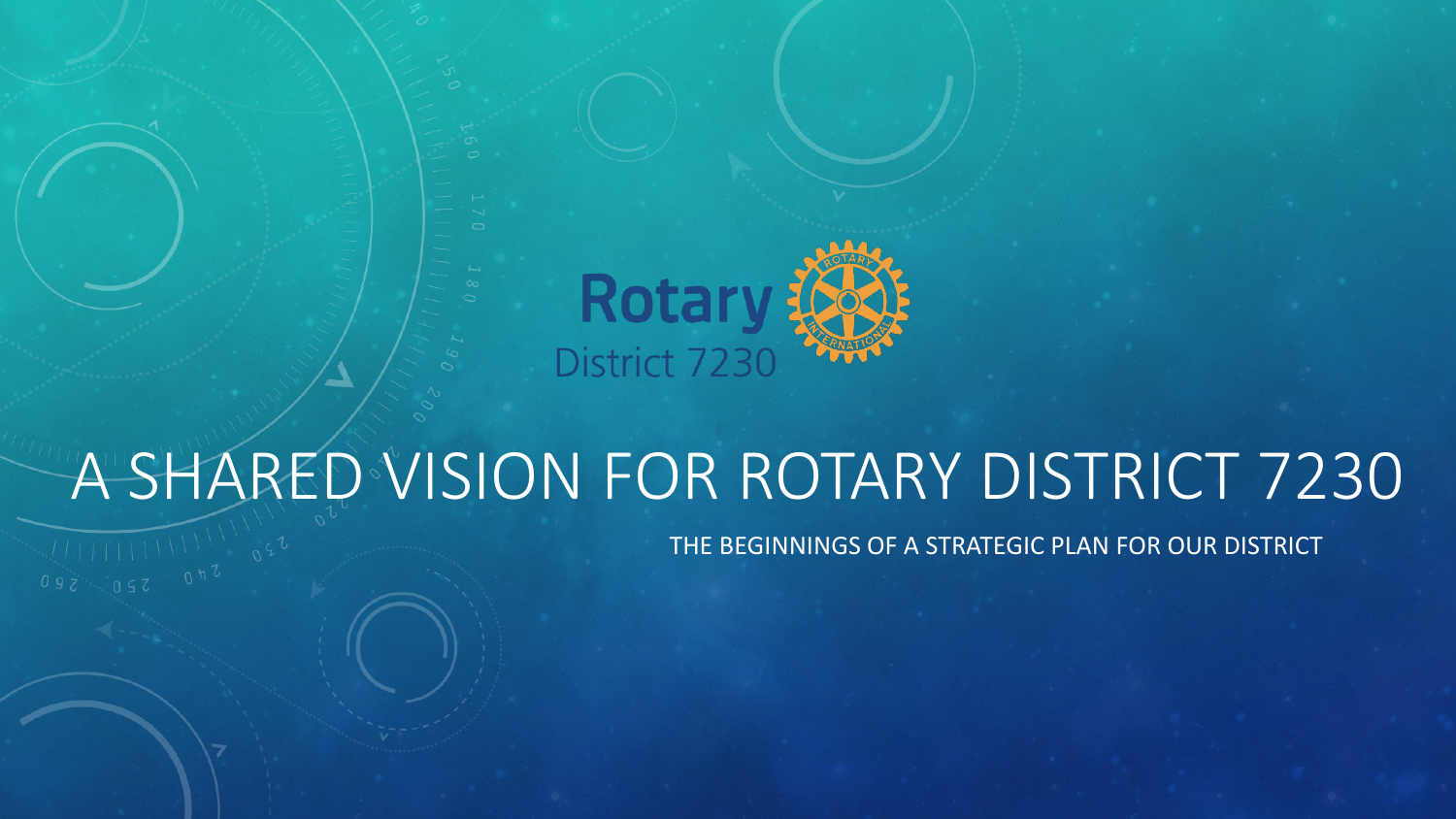Rotary District 7230

# A SHARED VISION FOR ROTARY DISTRICT 7230

THE BEGINNINGS OF A STRATEGIC PLAN FOR OUR DISTRICT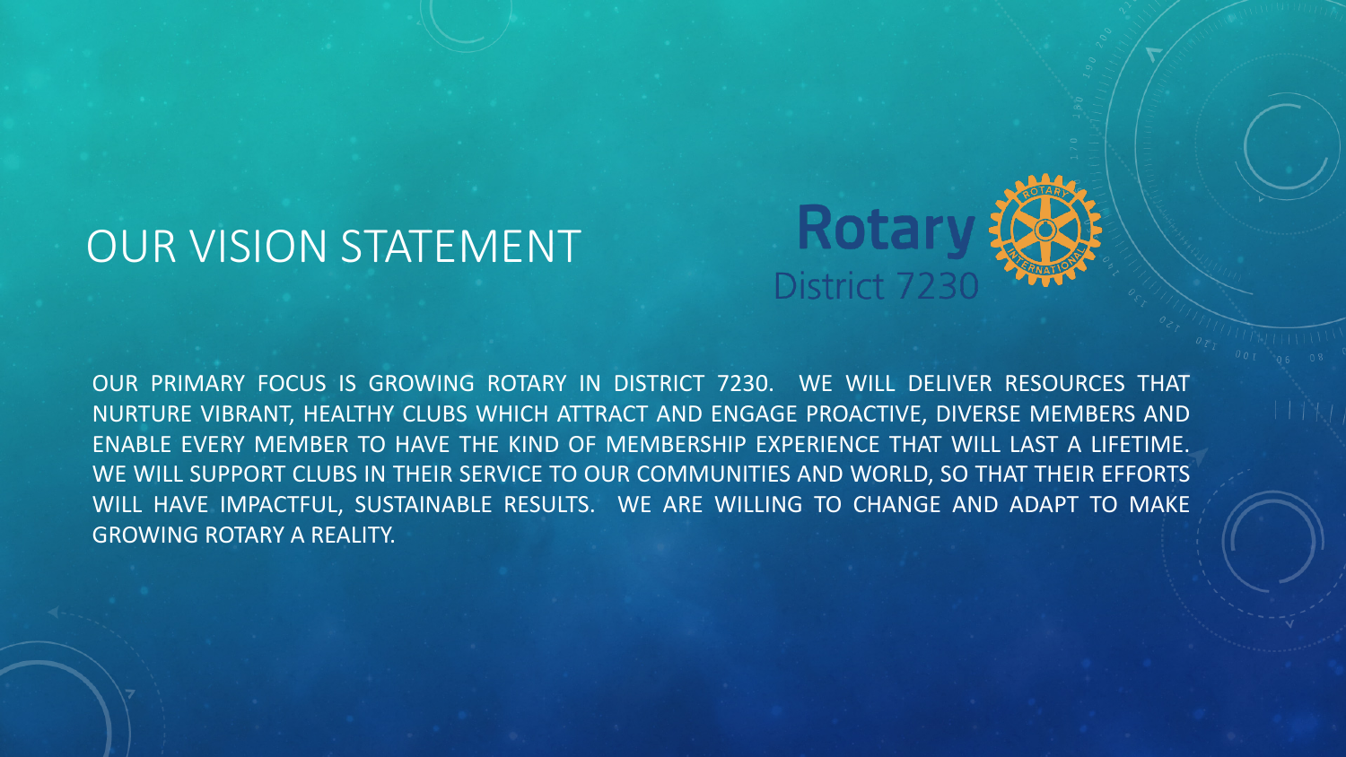# OUR VISION STATEMENT

Rotary District 7230

OUR PRIMARY FOCUS IS GROWING ROTARY IN DISTRICT 7230. WE WILL DELIVER RESOURCES THAT NURTURE VIBRANT, HEALTHY CLUBS WHICH ATTRACT AND ENGAGE PROACTIVE, DIVERSE MEMBERS AND ENABLE EVERY MEMBER TO HAVE THE KIND OF MEMBERSHIP EXPERIENCE THAT WILL LAST A LIFETIME. WE WILL SUPPORT CLUBS IN THEIR SERVICE TO OUR COMMUNITIES AND WORLD, SO THAT THEIR EFFORTS WILL HAVE IMPACTFUL, SUSTAINABLE RESULTS. WE ARE WILLING TO CHANGE AND ADAPT TO MAKE GROWING ROTARY A REALITY.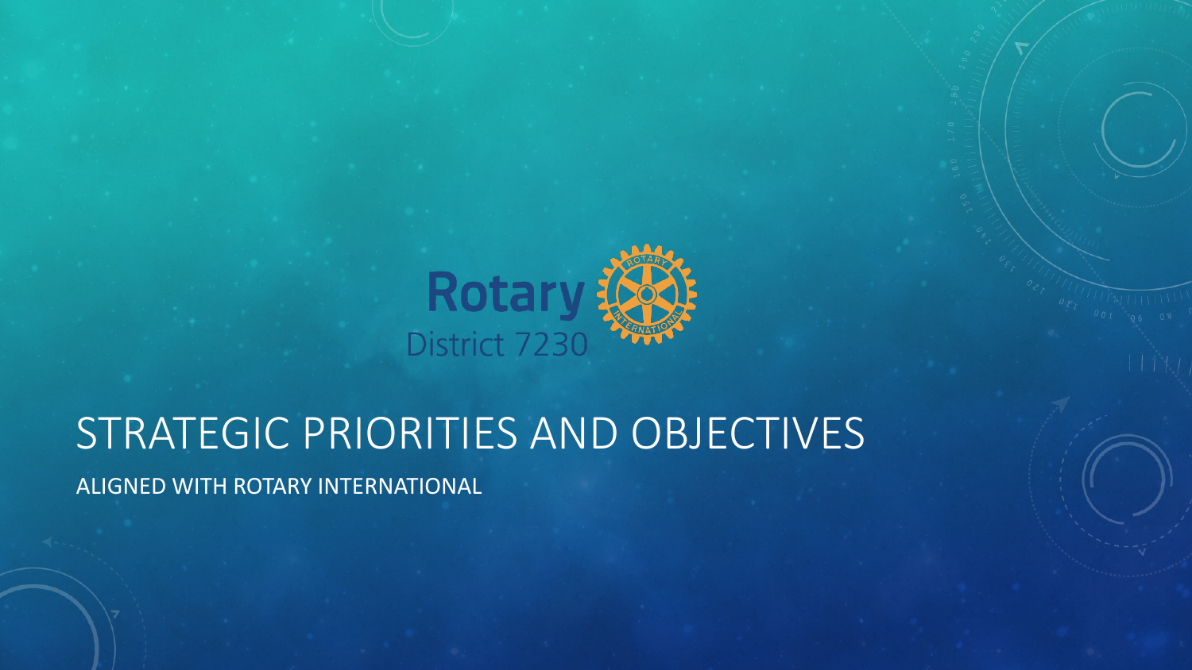Rotary District 7230

# STRATEGIC PRIORITIES AND OBJECTIVES

ALIGNED WITH ROTARY INTERNATIONAL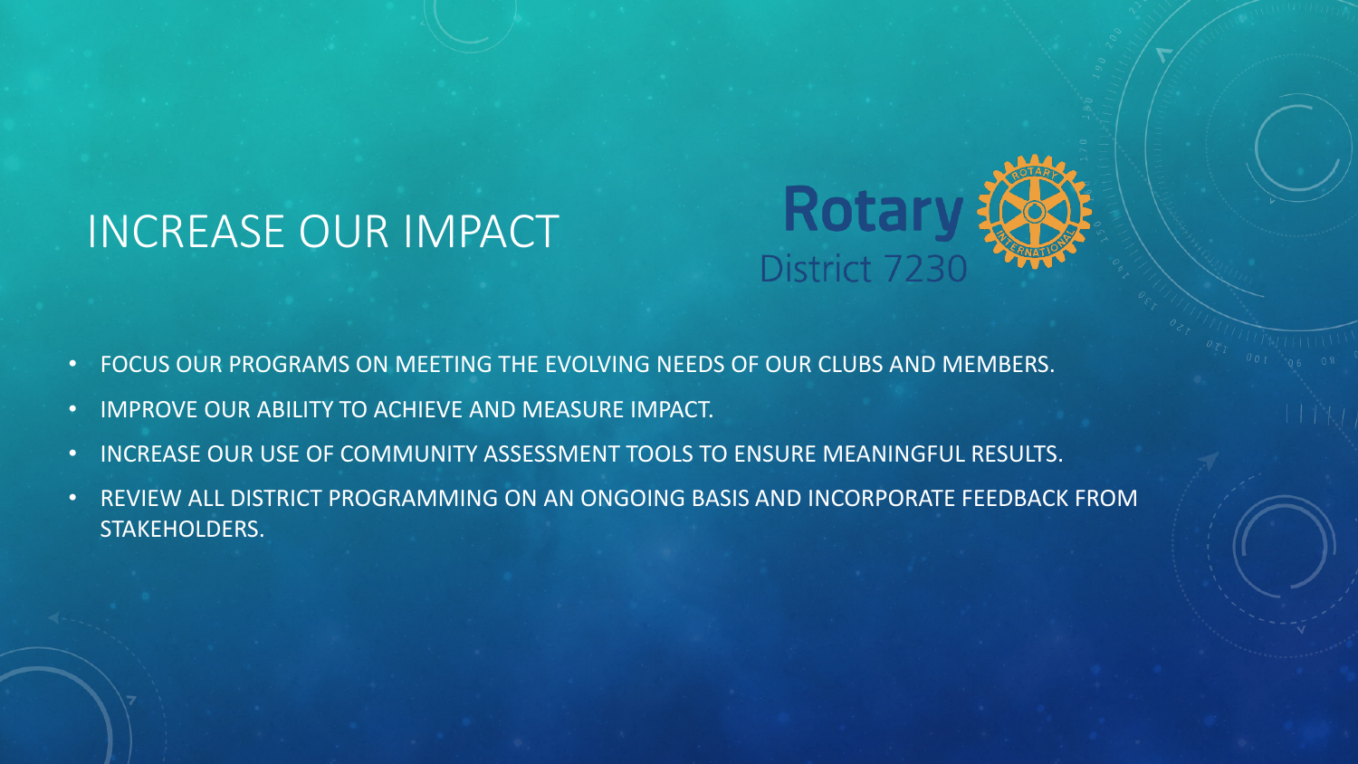# INCREASE OUR IMPACT

Rotary District 7230

- FOCUS OUR PROGRAMS ON MEETING THE EVOLVING NEEDS OF OUR CLUBS AND MEMBERS.
- IMPROVE OUR ABILITY TO ACHIEVE AND MEASURE IMPACT.
- INCREASE OUR USE OF COMMUNITY ASSESSMENT TOOLS TO ENSURE MEANINGFUL RESULTS.
- REVIEW ALL DISTRICT PROGRAMMING ON AN ONGOING BASIS AND INCORPORATE FEEDBACK FROM STAKEHOLDERS.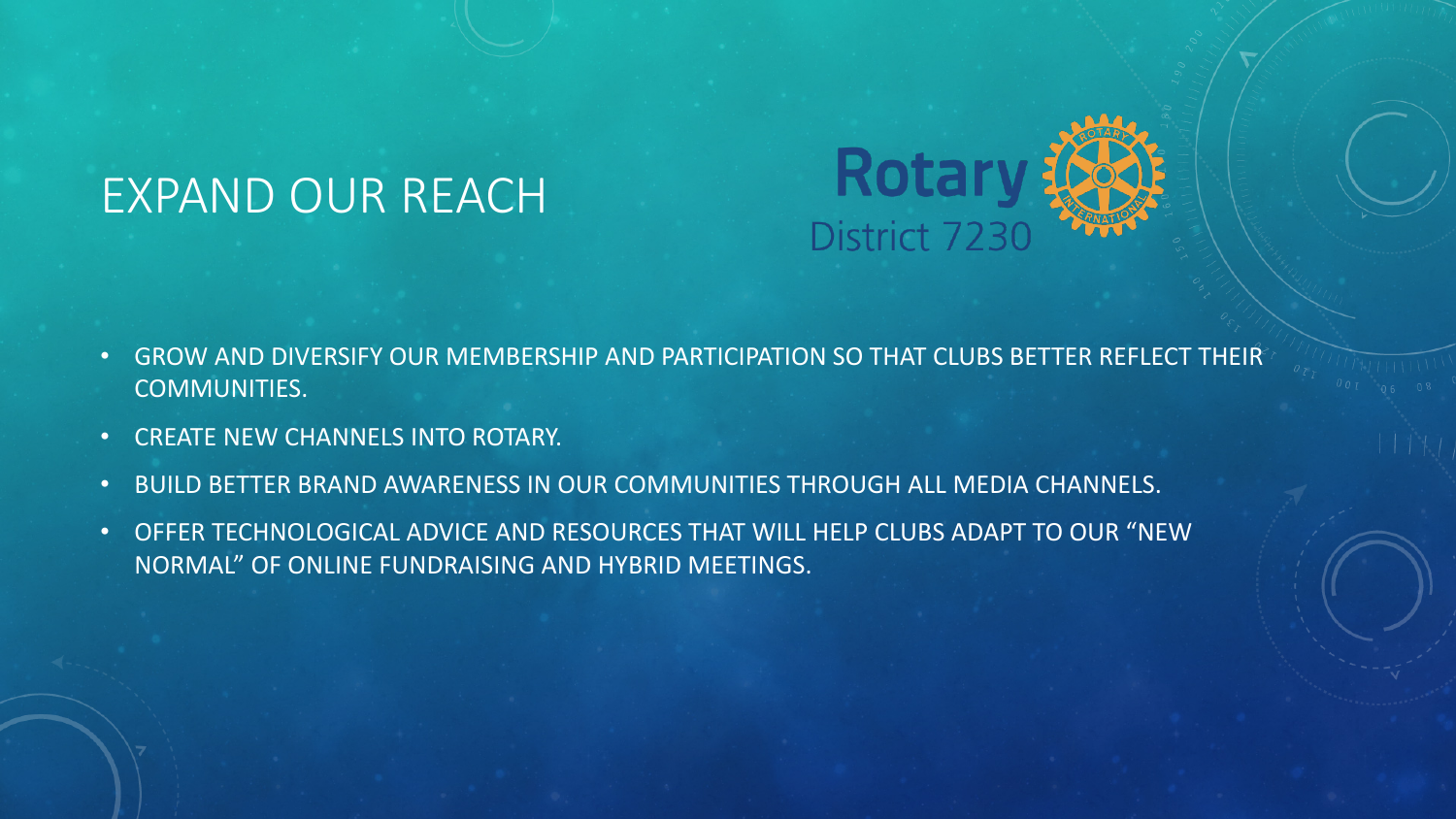# EXPAND OUR REACH

Rotary District 7230

- GROW AND DIVERSIFY OUR MEMBERSHIP AND PARTICIPATION SO THAT CLUBS BETTER REFLECT THEIR COMMUNITIES.
- CREATE NEW CHANNELS INTO ROTARY.
- BUILD BETTER BRAND AWARENESS IN OUR COMMUNITIES THROUGH ALL MEDIA CHANNELS.
- OFFER TECHNOLOGICAL ADVICE AND RESOURCES THAT WILL HELP CLUBS ADAPT TO OUR "NEW NORMAL" OF ONLINE FUNDRAISING AND HYBRID MEETINGS.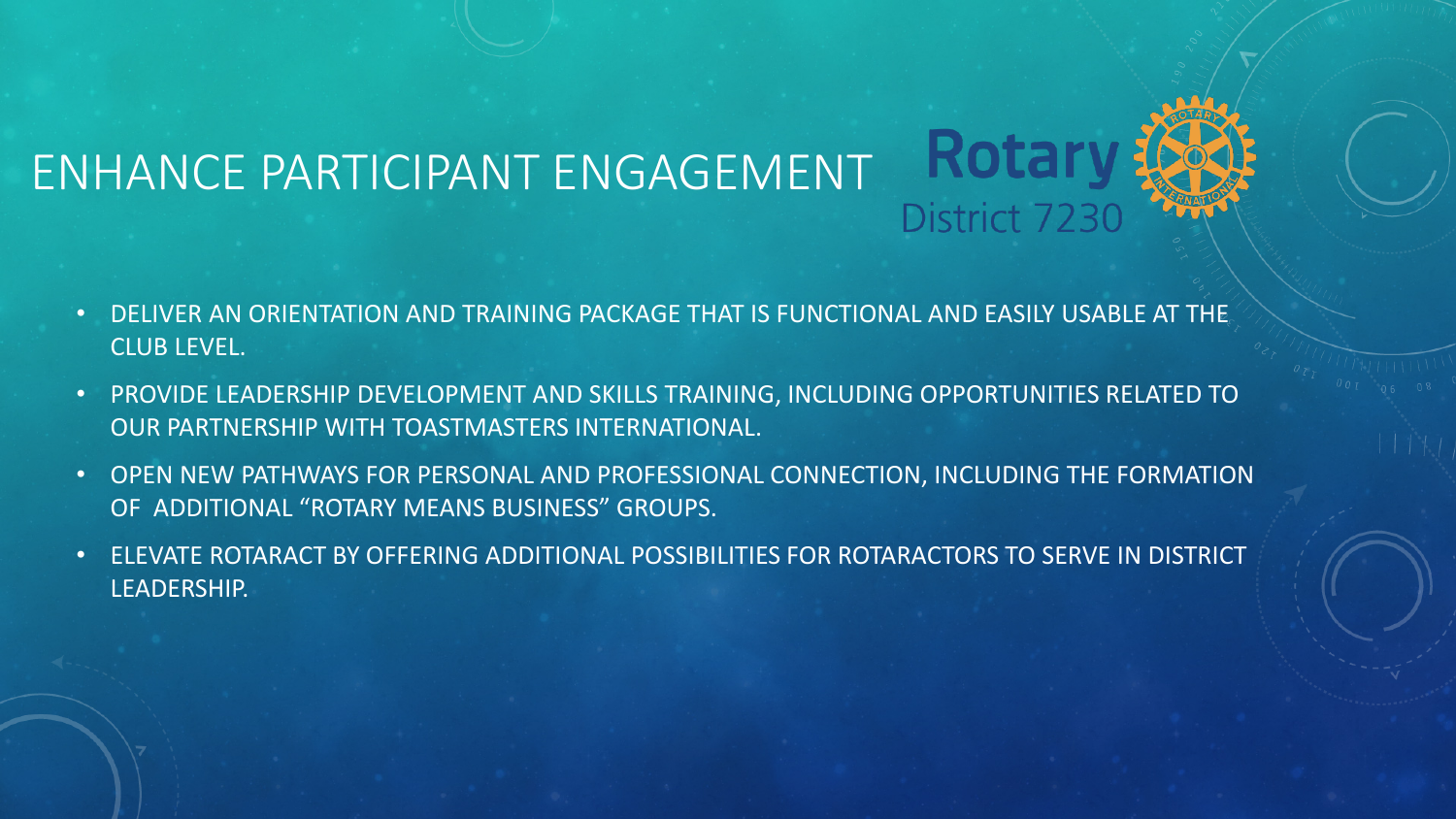# ENHANCE PARTICIPANT ENGAGEMENT

Rotary District 7230

- DELIVER AN ORIENTATION AND TRAINING PACKAGE THAT IS FUNCTIONAL AND EASILY USABLE AT THE CLUB LEVEL.
- PROVIDE LEADERSHIP DEVELOPMENT AND SKILLS TRAINING, INCLUDING OPPORTUNITIES RELATED TO OUR PARTNERSHIP WITH TOASTMASTERS INTERNATIONAL.
- OPEN NEW PATHWAYS FOR PERSONAL AND PROFESSIONAL CONNECTION, INCLUDING THE FORMATION OF ADDITIONAL "ROTARY MEANS BUSINESS" GROUPS.
- ELEVATE ROTARACT BY OFFERING ADDITIONAL POSSIBILITIES FOR ROTARACTORS TO SERVE IN DISTRICT LEADERSHIP.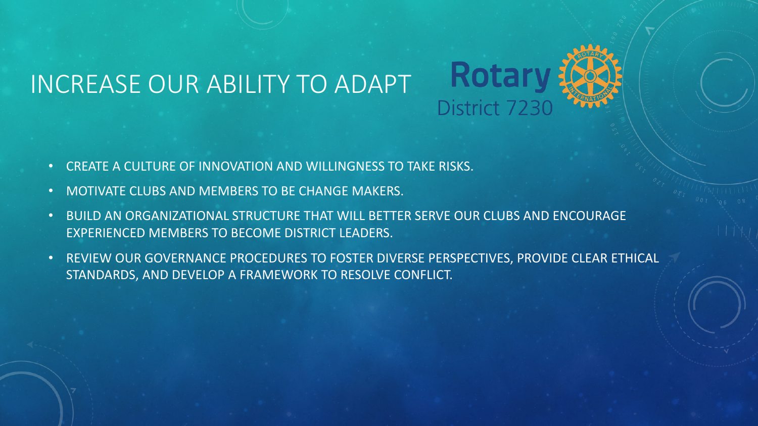# INCREASE OUR ABILITY TO ADAPT

Rotary District 7230

- CREATE A CULTURE OF INNOVATION AND WILLINGNESS TO TAKE RISKS.
- MOTIVATE CLUBS AND MEMBERS TO BE CHANGE MAKERS.
- BUILD AN ORGANIZATIONAL STRUCTURE THAT WILL BETTER SERVE OUR CLUBS AND ENCOURAGE EXPERIENCED MEMBERS TO BECOME DISTRICT LEADERS.
- REVIEW OUR GOVERNANCE PROCEDURES TO FOSTER DIVERSE PERSPECTIVES, PROVIDE CLEAR ETHICAL STANDARDS, AND DEVELOP A FRAMEWORK TO RESOLVE CONFLICT.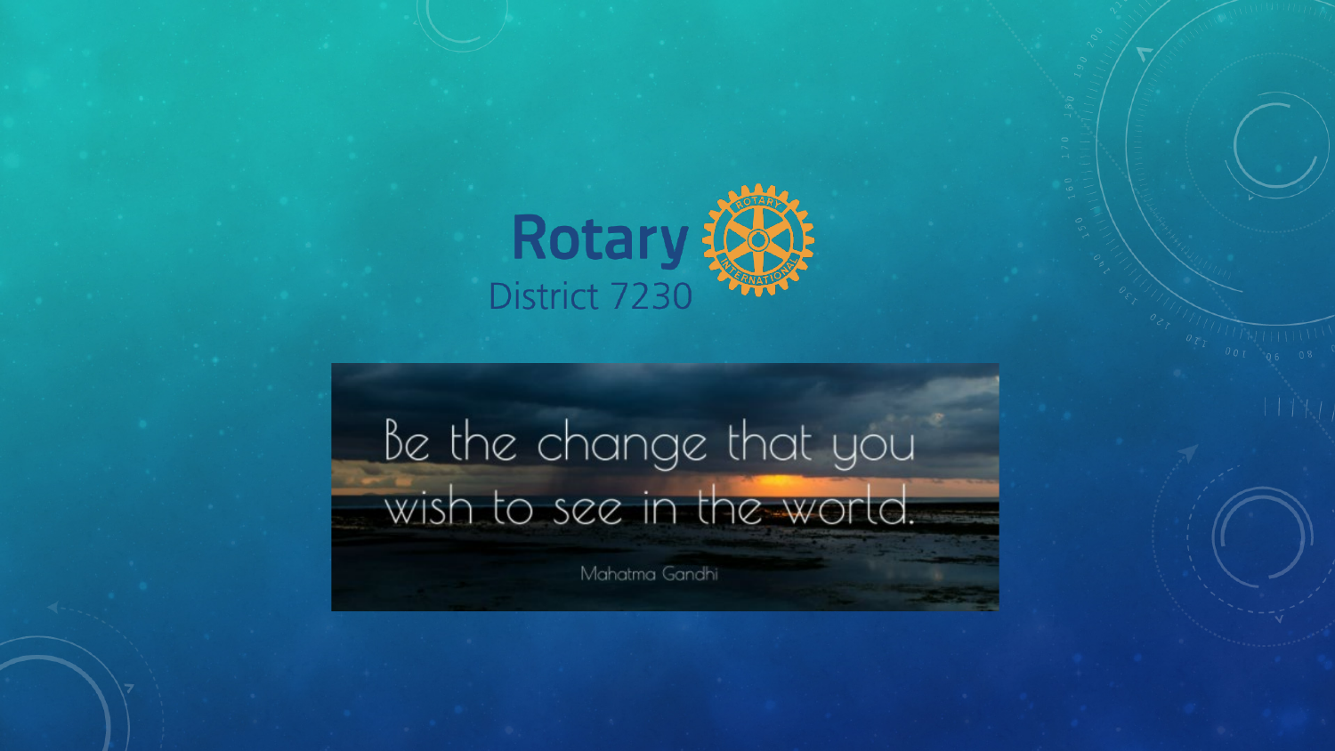Rotary

District 7230

Be the change that you wish to see in the world.

Mahatma Gandhi